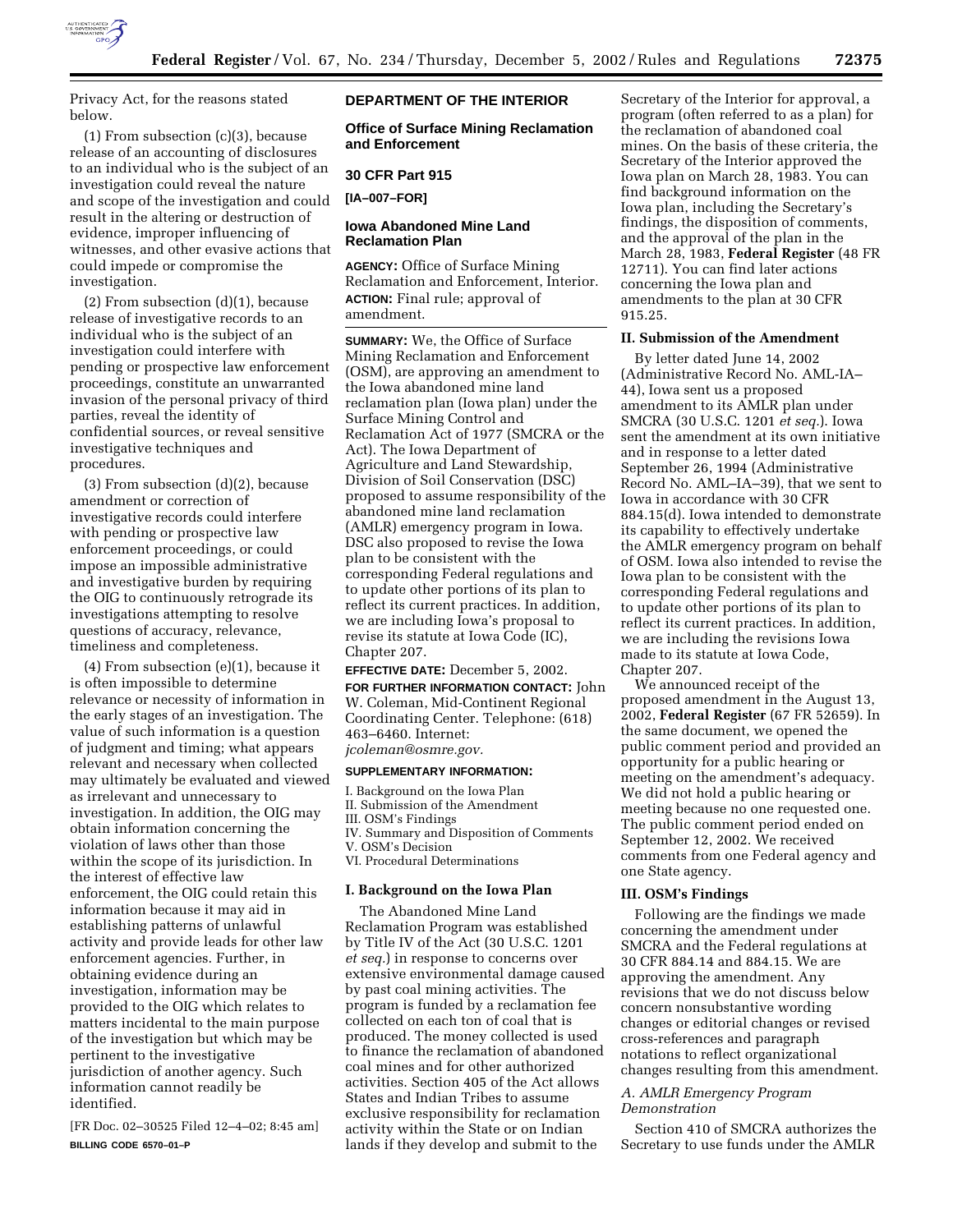Privacy Act, for the reasons stated below.

(1) From subsection (c)(3), because release of an accounting of disclosures to an individual who is the subject of an investigation could reveal the nature and scope of the investigation and could result in the altering or destruction of evidence, improper influencing of witnesses, and other evasive actions that could impede or compromise the investigation.

(2) From subsection (d)(1), because release of investigative records to an individual who is the subject of an investigation could interfere with pending or prospective law enforcement proceedings, constitute an unwarranted invasion of the personal privacy of third parties, reveal the identity of confidential sources, or reveal sensitive investigative techniques and procedures.

(3) From subsection (d)(2), because amendment or correction of investigative records could interfere with pending or prospective law enforcement proceedings, or could impose an impossible administrative and investigative burden by requiring the OIG to continuously retrograde its investigations attempting to resolve questions of accuracy, relevance, timeliness and completeness.

(4) From subsection (e)(1), because it is often impossible to determine relevance or necessity of information in the early stages of an investigation. The value of such information is a question of judgment and timing; what appears relevant and necessary when collected may ultimately be evaluated and viewed as irrelevant and unnecessary to investigation. In addition, the OIG may obtain information concerning the violation of laws other than those within the scope of its jurisdiction. In the interest of effective law enforcement, the OIG could retain this information because it may aid in establishing patterns of unlawful activity and provide leads for other law enforcement agencies. Further, in obtaining evidence during an investigation, information may be provided to the OIG which relates to matters incidental to the main purpose of the investigation but which may be pertinent to the investigative jurisdiction of another agency. Such information cannot readily be identified.

[FR Doc. 02–30525 Filed 12–4–02; 8:45 am]

**BILLING CODE 6570–01–P**

## DEPARTMENT OF THE INTERIOR

### Office of Surface Mining Reclamation and Enforcement

### 30 CFR Part 915

**[IA–007–FOR]**

### Iowa Abandoned Mine Land Reclamation Plan

**AGENCY:** Office of Surface Mining Reclamation and Enforcement, Interior.

**ACTION:** Final rule; approval of amendment.

**SUMMARY:** We, the Office of Surface Mining Reclamation and Enforcement (OSM), are approving an amendment to the Iowa abandoned mine land reclamation plan (Iowa plan) under the Surface Mining Control and Reclamation Act of 1977 (SMCRA or the Act). The Iowa Department of Agriculture and Land Stewardship, Division of Soil Conservation (DSC) proposed to assume responsibility of the abandoned mine land reclamation (AMLR) emergency program in Iowa. DSC also proposed to revise the Iowa plan to be consistent with the corresponding Federal regulations and to update other portions of its plan to reflect its current practices. In addition, we are including Iowa's proposal to revise its statute at Iowa Code (IC), Chapter 207.

**EFFECTIVE DATE:** December 5, 2002.

**FOR FURTHER INFORMATION CONTACT:** John W. Coleman, Mid-Continent Regional Coordinating Center. Telephone: (618) 463–6460. Internet: *jcoleman@osmre.gov.*

**SUPPLEMENTARY INFORMATION:**

I. Background on the Iowa Plan
II. Submission of the Amendment
III. OSM's Findings
IV. Summary and Disposition of Comments
V. OSM's Decision
VI. Procedural Determinations

### I. Background on the Iowa Plan

The Abandoned Mine Land Reclamation Program was established by Title IV of the Act (30 U.S.C. 1201 *et seq.*) in response to concerns over extensive environmental damage caused by past coal mining activities. The program is funded by a reclamation fee collected on each ton of coal that is produced. The money collected is used to finance the reclamation of abandoned coal mines and for other authorized activities. Section 405 of the Act allows States and Indian Tribes to assume exclusive responsibility for reclamation activity within the State or on Indian lands if they develop and submit to the Secretary of the Interior for approval, a program (often referred to as a plan) for the reclamation of abandoned coal mines. On the basis of these criteria, the Secretary of the Interior approved the Iowa plan on March 28, 1983. You can find background information on the Iowa plan, including the Secretary's findings, the disposition of comments, and the approval of the plan in the March 28, 1983, **Federal Register** (48 FR 12711). You can find later actions concerning the Iowa plan and amendments to the plan at 30 CFR 915.25.

### II. Submission of the Amendment

By letter dated June 14, 2002 (Administrative Record No. AML-IA–44), Iowa sent us a proposed amendment to its AMLR plan under SMCRA (30 U.S.C. 1201 *et seq.*). Iowa sent the amendment at its own initiative and in response to a letter dated September 26, 1994 (Administrative Record No. AML–IA–39), that we sent to Iowa in accordance with 30 CFR 884.15(d). Iowa intended to demonstrate its capability to effectively undertake the AMLR emergency program on behalf of OSM. Iowa also intended to revise the Iowa plan to be consistent with the corresponding Federal regulations and to update other portions of its plan to reflect its current practices. In addition, we are including the revisions Iowa made to its statute at Iowa Code, Chapter 207.

We announced receipt of the proposed amendment in the August 13, 2002, **Federal Register** (67 FR 52659). In the same document, we opened the public comment period and provided an opportunity for a public hearing or meeting on the amendment's adequacy. We did not hold a public hearing or meeting because no one requested one. The public comment period ended on September 12, 2002. We received comments from one Federal agency and one State agency.

### III. OSM's Findings

Following are the findings we made concerning the amendment under SMCRA and the Federal regulations at 30 CFR 884.14 and 884.15. We are approving the amendment. Any revisions that we do not discuss below concern nonsubstantive wording changes or editorial changes or revised cross-references and paragraph notations to reflect organizational changes resulting from this amendment.

#### *A. AMLR Emergency Program Demonstration*

Section 410 of SMCRA authorizes the Secretary to use funds under the AMLR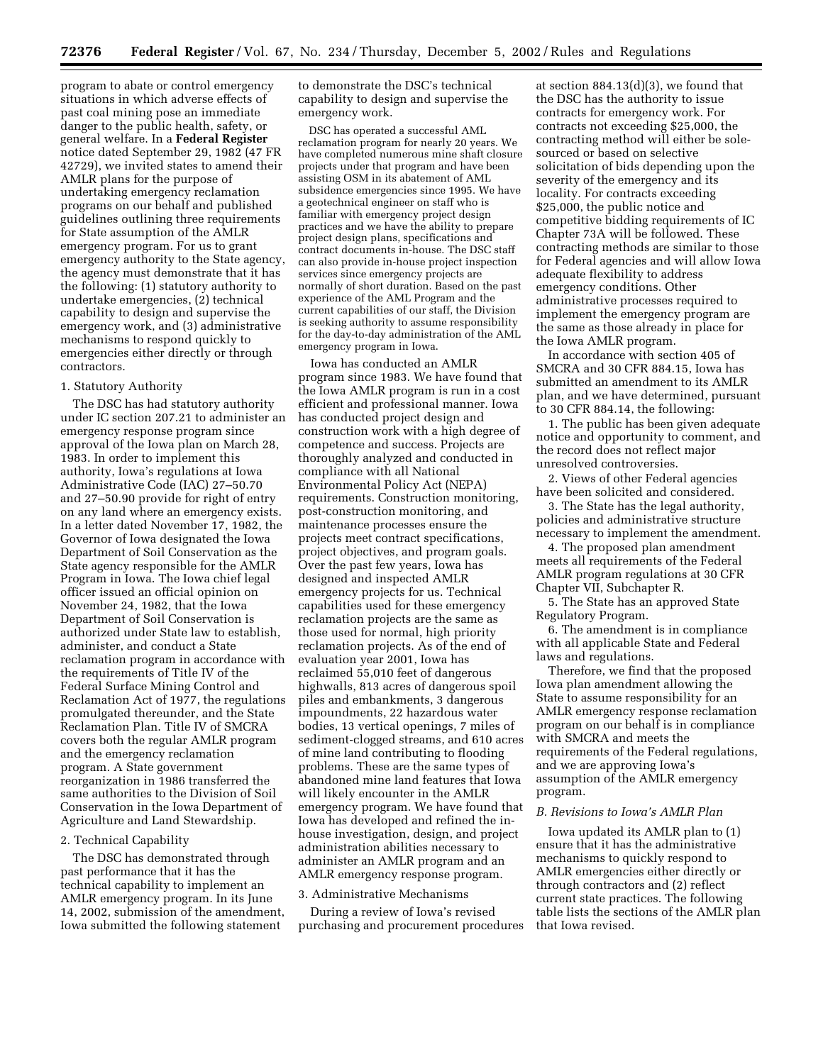program to abate or control emergency situations in which adverse effects of past coal mining pose an immediate danger to the public health, safety, or general welfare. In a **Federal Register** notice dated September 29, 1982 (47 FR 42729), we invited states to amend their AMLR plans for the purpose of undertaking emergency reclamation programs on our behalf and published guidelines outlining three requirements for State assumption of the AMLR emergency program. For us to grant emergency authority to the State agency, the agency must demonstrate that it has the following: (1) statutory authority to undertake emergencies, (2) technical capability to design and supervise the emergency work, and (3) administrative mechanisms to respond quickly to emergencies either directly or through contractors.

1. Statutory Authority

The DSC has had statutory authority under IC section 207.21 to administer an emergency response program since approval of the Iowa plan on March 28, 1983. In order to implement this authority, Iowa's regulations at Iowa Administrative Code (IAC) 27–50.70 and 27–50.90 provide for right of entry on any land where an emergency exists. In a letter dated November 17, 1982, the Governor of Iowa designated the Iowa Department of Soil Conservation as the State agency responsible for the AMLR Program in Iowa. The Iowa chief legal officer issued an official opinion on November 24, 1982, that the Iowa Department of Soil Conservation is authorized under State law to establish, administer, and conduct a State reclamation program in accordance with the requirements of Title IV of the Federal Surface Mining Control and Reclamation Act of 1977, the regulations promulgated thereunder, and the State Reclamation Plan. Title IV of SMCRA covers both the regular AMLR program and the emergency reclamation program. A State government reorganization in 1986 transferred the same authorities to the Division of Soil Conservation in the Iowa Department of Agriculture and Land Stewardship.

2. Technical Capability

The DSC has demonstrated through past performance that it has the technical capability to implement an AMLR emergency program. In its June 14, 2002, submission of the amendment, Iowa submitted the following statement to demonstrate the DSC's technical capability to design and supervise the emergency work.

> DSC has operated a successful AML reclamation program for nearly 20 years. We have completed numerous mine shaft closure projects under that program and have been assisting OSM in its abatement of AML subsidence emergencies since 1995. We have a geotechnical engineer on staff who is familiar with emergency project design practices and we have the ability to prepare project design plans, specifications and contract documents in-house. The DSC staff can also provide in-house project inspection services since emergency projects are normally of short duration. Based on the past experience of the AML Program and the current capabilities of our staff, the Division is seeking authority to assume responsibility for the day-to-day administration of the AML emergency program in Iowa.

Iowa has conducted an AMLR program since 1983. We have found that the Iowa AMLR program is run in a cost efficient and professional manner. Iowa has conducted project design and construction work with a high degree of competence and success. Projects are thoroughly analyzed and conducted in compliance with all National Environmental Policy Act (NEPA) requirements. Construction monitoring, post-construction monitoring, and maintenance processes ensure the projects meet contract specifications, project objectives, and program goals. Over the past few years, Iowa has designed and inspected AMLR emergency projects for us. Technical capabilities used for these emergency reclamation projects are the same as those used for normal, high priority reclamation projects. As of the end of evaluation year 2001, Iowa has reclaimed 55,010 feet of dangerous highwalls, 813 acres of dangerous spoil piles and embankments, 3 dangerous impoundments, 22 hazardous water bodies, 13 vertical openings, 7 miles of sediment-clogged streams, and 610 acres of mine land contributing to flooding problems. These are the same types of abandoned mine land features that Iowa will likely encounter in the AMLR emergency program. We have found that Iowa has developed and refined the in-house investigation, design, and project administration abilities necessary to administer an AMLR program and an AMLR emergency response program.

3. Administrative Mechanisms

During a review of Iowa's revised purchasing and procurement procedures at section 884.13(d)(3), we found that the DSC has the authority to issue contracts for emergency work. For contracts not exceeding $25,000, the contracting method will either be sole-sourced or based on selective solicitation of bids depending upon the severity of the emergency and its locality. For contracts exceeding $25,000, the public notice and competitive bidding requirements of IC Chapter 73A will be followed. These contracting methods are similar to those for Federal agencies and will allow Iowa adequate flexibility to address emergency conditions. Other administrative processes required to implement the emergency program are the same as those already in place for the Iowa AMLR program.

In accordance with section 405 of SMCRA and 30 CFR 884.15, Iowa has submitted an amendment to its AMLR plan, and we have determined, pursuant to 30 CFR 884.14, the following:

1. The public has been given adequate notice and opportunity to comment, and the record does not reflect major unresolved controversies.
2. Views of other Federal agencies have been solicited and considered.
3. The State has the legal authority, policies and administrative structure necessary to implement the amendment.
4. The proposed plan amendment meets all requirements of the Federal AMLR program regulations at 30 CFR Chapter VII, Subchapter R.
5. The State has an approved State Regulatory Program.
6. The amendment is in compliance with all applicable State and Federal laws and regulations.

Therefore, we find that the proposed Iowa plan amendment allowing the State to assume responsibility for an AMLR emergency response reclamation program on our behalf is in compliance with SMCRA and meets the requirements of the Federal regulations, and we are approving Iowa's assumption of the AMLR emergency program.

### *B. Revisions to Iowa's AMLR Plan*

Iowa updated its AMLR plan to (1) ensure that it has the administrative mechanisms to quickly respond to AMLR emergencies either directly or through contractors and (2) reflect current state practices. The following table lists the sections of the AMLR plan that Iowa revised.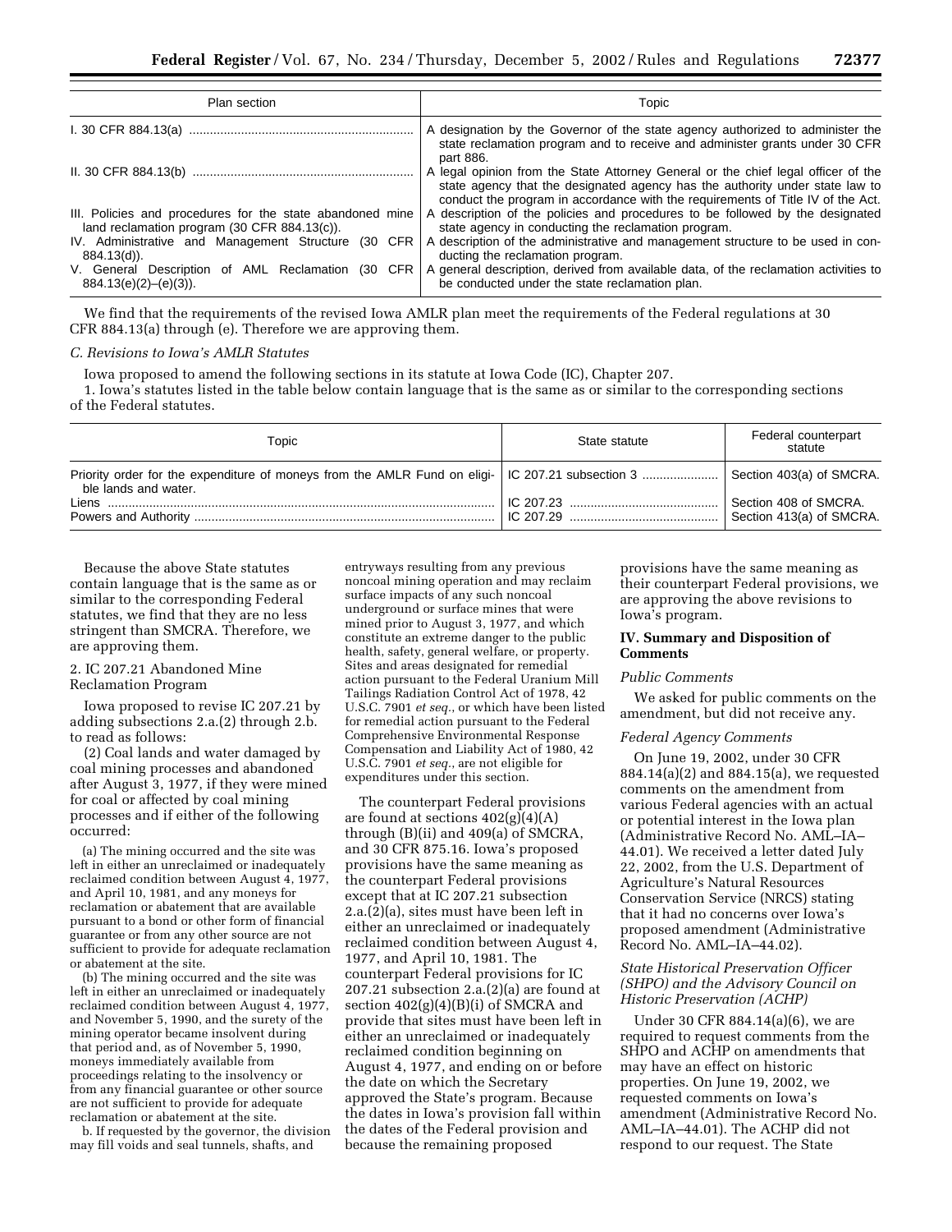| Plan section | Topic |
| --- | --- |
| I. 30 CFR 884.13(a) | A designation by the Governor of the state agency authorized to administer the state reclamation program and to receive and administer grants under 30 CFR part 886. |
| II. 30 CFR 884.13(b) | A legal opinion from the State Attorney General or the chief legal officer of the state agency that the designated agency has the authority under state law to conduct the program in accordance with the requirements of Title IV of the Act. |
| III. Policies and procedures for the state abandoned mine land reclamation program (30 CFR 884.13(c)). | A description of the policies and procedures to be followed by the designated state agency in conducting the reclamation program. |
| IV. Administrative and Management Structure (30 CFR 884.13(d)). | A description of the administrative and management structure to be used in conducting the reclamation program. |
| V. General Description of AML Reclamation (30 CFR 884.13(e)(2)–(e)(3)). | A general description, derived from available data, of the reclamation activities to be conducted under the state reclamation plan. |

We find that the requirements of the revised Iowa AMLR plan meet the requirements of the Federal regulations at 30 CFR 884.13(a) through (e). Therefore we are approving them.

*C. Revisions to Iowa's AMLR Statutes*

Iowa proposed to amend the following sections in its statute at Iowa Code (IC), Chapter 207.

1. Iowa's statutes listed in the table below contain language that is the same as or similar to the corresponding sections of the Federal statutes.

| Topic | State statute | Federal counterpart statute |
| --- | --- | --- |
| Priority order for the expenditure of moneys from the AMLR Fund on eligible lands and water. | IC 207.21 subsection 3 | Section 403(a) of SMCRA. |
| Liens | IC 207.23 | Section 408 of SMCRA. |
| Powers and Authority | IC 207.29 | Section 413(a) of SMCRA. |

Because the above State statutes contain language that is the same as or similar to the corresponding Federal statutes, we find that they are no less stringent than SMCRA. Therefore, we are approving them.

2. IC 207.21 Abandoned Mine Reclamation Program

Iowa proposed to revise IC 207.21 by adding subsections 2.a.(2) through 2.b. to read as follows:

(2) Coal lands and water damaged by coal mining processes and abandoned after August 3, 1977, if they were mined for coal or affected by coal mining processes and if either of the following occurred:

(a) The mining occurred and the site was left in either an unreclaimed or inadequately reclaimed condition between August 4, 1977, and April 10, 1981, and any moneys for reclamation or abatement that are available pursuant to a bond or other form of financial guarantee or from any other source are not sufficient to provide for adequate reclamation or abatement at the site.

(b) The mining occurred and the site was left in either an unreclaimed or inadequately reclaimed condition between August 4, 1977, and November 5, 1990, and the surety of the mining operator became insolvent during that period and, as of November 5, 1990, moneys immediately available from proceedings relating to the insolvency or from any financial guarantee or other source are not sufficient to provide for adequate reclamation or abatement at the site.

b. If requested by the governor, the division may fill voids and seal tunnels, shafts, and entryways resulting from any previous noncoal mining operation and may reclaim surface impacts of any such noncoal underground or surface mines that were mined prior to August 3, 1977, and which constitute an extreme danger to the public health, safety, general welfare, or property. Sites and areas designated for remedial action pursuant to the Federal Uranium Mill Tailings Radiation Control Act of 1978, 42 U.S.C. 7901 *et seq.*, or which have been listed for remedial action pursuant to the Federal Comprehensive Environmental Response Compensation and Liability Act of 1980, 42 U.S.C. 7901 *et seq.*, are not eligible for expenditures under this section.

The counterpart Federal provisions are found at sections 402(g)(4)(A) through (B)(ii) and 409(a) of SMCRA, and 30 CFR 875.16. Iowa's proposed provisions have the same meaning as the counterpart Federal provisions except that at IC 207.21 subsection 2.a.(2)(a), sites must have been left in either an unreclaimed or inadequately reclaimed condition between August 4, 1977, and April 10, 1981. The counterpart Federal provisions for IC 207.21 subsection 2.a.(2)(a) are found at section 402(g)(4)(B)(i) of SMCRA and provide that sites must have been left in either an unreclaimed or inadequately reclaimed condition beginning on August 4, 1977, and ending on or before the date on which the Secretary approved the State's program. Because the dates in Iowa's provision fall within the dates of the Federal provision and because the remaining proposed provisions have the same meaning as their counterpart Federal provisions, we are approving the above revisions to Iowa's program.

## IV. Summary and Disposition of Comments

*Public Comments*

We asked for public comments on the amendment, but did not receive any.

*Federal Agency Comments*

On June 19, 2002, under 30 CFR 884.14(a)(2) and 884.15(a), we requested comments on the amendment from various Federal agencies with an actual or potential interest in the Iowa plan (Administrative Record No. AML–IA–44.01). We received a letter dated July 22, 2002, from the U.S. Department of Agriculture's Natural Resources Conservation Service (NRCS) stating that it had no concerns over Iowa's proposed amendment (Administrative Record No. AML–IA–44.02).

*State Historical Preservation Officer (SHPO) and the Advisory Council on Historic Preservation (ACHP)*

Under 30 CFR 884.14(a)(6), we are required to request comments from the SHPO and ACHP on amendments that may have an effect on historic properties. On June 19, 2002, we requested comments on Iowa's amendment (Administrative Record No. AML–IA–44.01). The ACHP did not respond to our request. The State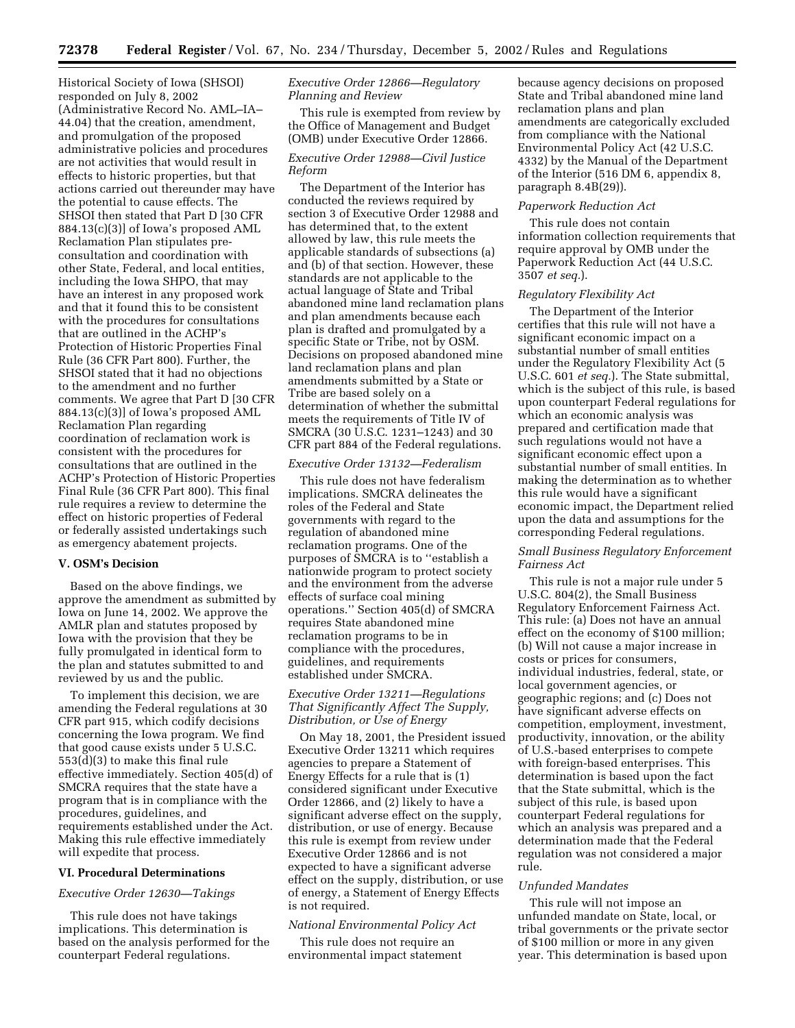Historical Society of Iowa (SHSOI) responded on July 8, 2002 (Administrative Record No. AML–IA–44.04) that the creation, amendment, and promulgation of the proposed administrative policies and procedures are not activities that would result in effects to historic properties, but that actions carried out thereunder may have the potential to cause effects. The SHSOI then stated that Part D [30 CFR 884.13(c)(3)] of Iowa's proposed AML Reclamation Plan stipulates pre-consultation and coordination with other State, Federal, and local entities, including the Iowa SHPO, that may have an interest in any proposed work and that it found this to be consistent with the procedures for consultations that are outlined in the ACHP's Protection of Historic Properties Final Rule (36 CFR Part 800). Further, the SHSOI stated that it had no objections to the amendment and no further comments. We agree that Part D [30 CFR 884.13(c)(3)] of Iowa's proposed AML Reclamation Plan regarding coordination of reclamation work is consistent with the procedures for consultations that are outlined in the ACHP's Protection of Historic Properties Final Rule (36 CFR Part 800). This final rule requires a review to determine the effect on historic properties of Federal or federally assisted undertakings such as emergency abatement projects.

## V. OSM's Decision

Based on the above findings, we approve the amendment as submitted by Iowa on June 14, 2002. We approve the AMLR plan and statutes proposed by Iowa with the provision that they be fully promulgated in identical form to the plan and statutes submitted to and reviewed by us and the public.

To implement this decision, we are amending the Federal regulations at 30 CFR part 915, which codify decisions concerning the Iowa program. We find that good cause exists under 5 U.S.C. 553(d)(3) to make this final rule effective immediately. Section 405(d) of SMCRA requires that the state have a program that is in compliance with the procedures, guidelines, and requirements established under the Act. Making this rule effective immediately will expedite that process.

## VI. Procedural Determinations

*Executive Order 12630—Takings*

This rule does not have takings implications. This determination is based on the analysis performed for the counterpart Federal regulations.

*Executive Order 12866—Regulatory Planning and Review*

This rule is exempted from review by the Office of Management and Budget (OMB) under Executive Order 12866.

*Executive Order 12988—Civil Justice Reform*

The Department of the Interior has conducted the reviews required by section 3 of Executive Order 12988 and has determined that, to the extent allowed by law, this rule meets the applicable standards of subsections (a) and (b) of that section. However, these standards are not applicable to the actual language of State and Tribal abandoned mine land reclamation plans and plan amendments because each plan is drafted and promulgated by a specific State or Tribe, not by OSM. Decisions on proposed abandoned mine land reclamation plans and plan amendments submitted by a State or Tribe are based solely on a determination of whether the submittal meets the requirements of Title IV of SMCRA (30 U.S.C. 1231–1243) and 30 CFR part 884 of the Federal regulations.

*Executive Order 13132—Federalism*

This rule does not have federalism implications. SMCRA delineates the roles of the Federal and State governments with regard to the regulation of abandoned mine reclamation programs. One of the purposes of SMCRA is to "establish a nationwide program to protect society and the environment from the adverse effects of surface coal mining operations." Section 405(d) of SMCRA requires State abandoned mine reclamation programs to be in compliance with the procedures, guidelines, and requirements established under SMCRA.

*Executive Order 13211—Regulations That Significantly Affect The Supply, Distribution, or Use of Energy*

On May 18, 2001, the President issued Executive Order 13211 which requires agencies to prepare a Statement of Energy Effects for a rule that is (1) considered significant under Executive Order 12866, and (2) likely to have a significant adverse effect on the supply, distribution, or use of energy. Because this rule is exempt from review under Executive Order 12866 and is not expected to have a significant adverse effect on the supply, distribution, or use of energy, a Statement of Energy Effects is not required.

*National Environmental Policy Act*

This rule does not require an environmental impact statement because agency decisions on proposed State and Tribal abandoned mine land reclamation plans and plan amendments are categorically excluded from compliance with the National Environmental Policy Act (42 U.S.C. 4332) by the Manual of the Department of the Interior (516 DM 6, appendix 8, paragraph 8.4B(29)).

*Paperwork Reduction Act*

This rule does not contain information collection requirements that require approval by OMB under the Paperwork Reduction Act (44 U.S.C. 3507 *et seq.*).

*Regulatory Flexibility Act*

The Department of the Interior certifies that this rule will not have a significant economic impact on a substantial number of small entities under the Regulatory Flexibility Act (5 U.S.C. 601 *et seq.*). The State submittal, which is the subject of this rule, is based upon counterpart Federal regulations for which an economic analysis was prepared and certification made that such regulations would not have a significant economic effect upon a substantial number of small entities. In making the determination as to whether this rule would have a significant economic impact, the Department relied upon the data and assumptions for the corresponding Federal regulations.

*Small Business Regulatory Enforcement Fairness Act*

This rule is not a major rule under 5 U.S.C. 804(2), the Small Business Regulatory Enforcement Fairness Act. This rule: (a) Does not have an annual effect on the economy of $100 million; (b) Will not cause a major increase in costs or prices for consumers, individual industries, federal, state, or local government agencies, or geographic regions; and (c) Does not have significant adverse effects on competition, employment, investment, productivity, innovation, or the ability of U.S.-based enterprises to compete with foreign-based enterprises. This determination is based upon the fact that the State submittal, which is the subject of this rule, is based upon counterpart Federal regulations for which an analysis was prepared and a determination made that the Federal regulation was not considered a major rule.

*Unfunded Mandates*

This rule will not impose an unfunded mandate on State, local, or tribal governments or the private sector of $100 million or more in any given year. This determination is based upon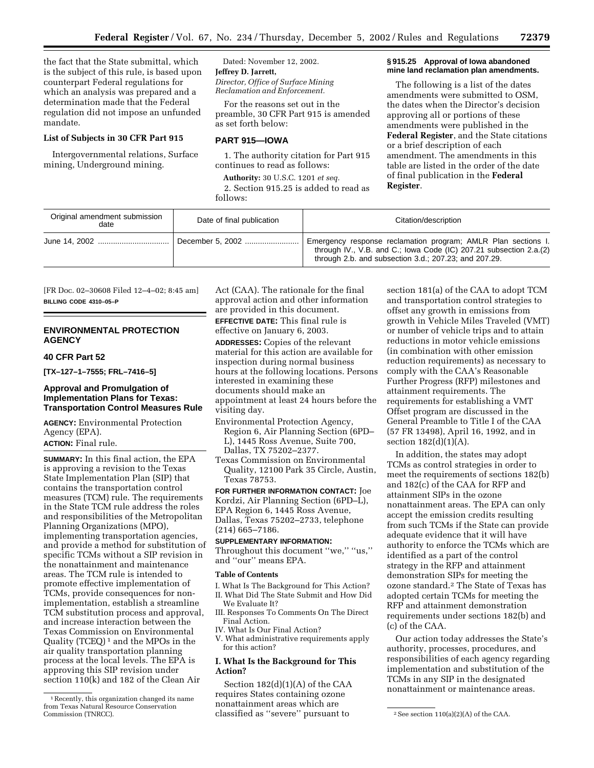the fact that the State submittal, which is the subject of this rule, is based upon counterpart Federal regulations for which an analysis was prepared and a determination made that the Federal regulation did not impose an unfunded mandate.

**List of Subjects in 30 CFR Part 915**

Intergovernmental relations, Surface mining, Underground mining.

Dated: November 12, 2002.

**Jeffrey D. Jarrett,**

*Director, Office of Surface Mining Reclamation and Enforcement.*

For the reasons set out in the preamble, 30 CFR Part 915 is amended as set forth below:

## PART 915—IOWA

1. The authority citation for Part 915 continues to read as follows:

**Authority:** 30 U.S.C. 1201 *et seq.*

2. Section 915.25 is added to read as follows:

**§ 915.25 Approval of Iowa abandoned mine land reclamation plan amendments.**

The following is a list of the dates amendments were submitted to OSM, the dates when the Director's decision approving all or portions of these amendments were published in the **Federal Register**, and the State citations or a brief description of each amendment. The amendments in this table are listed in the order of the date of final publication in the **Federal Register**.

| Original amendment submission date | Date of final publication | Citation/description |
| --- | --- | --- |
| June 14, 2002 | December 5, 2002 | Emergency response reclamation program; AMLR Plan sections I. through IV., V.B. and C.; Iowa Code (IC) 207.21 subsection 2.a.(2) through 2.b. and subsection 3.d.; 207.23; and 207.29. |

[FR Doc. 02–30608 Filed 12–4–02; 8:45 am]

**BILLING CODE 4310–05–P**

## ENVIRONMENTAL PROTECTION AGENCY

### 40 CFR Part 52

**[TX–127–1–7555; FRL–7416–5]**

### Approval and Promulgation of Implementation Plans for Texas: Transportation Control Measures Rule

**AGENCY:** Environmental Protection Agency (EPA).

**ACTION:** Final rule.

**SUMMARY:** In this final action, the EPA is approving a revision to the Texas State Implementation Plan (SIP) that contains the transportation control measures (TCM) rule. The requirements in the State TCM rule address the roles and responsibilities of the Metropolitan Planning Organizations (MPO), implementing transportation agencies, and provide a method for substitution of specific TCMs without a SIP revision in the nonattainment and maintenance areas. The TCM rule is intended to promote effective implementation of TCMs, provide consequences for non-implementation, establish a streamline TCM substitution process and approval, and increase interaction between the Texas Commission on Environmental Quality (TCEQ) [1] and the MPOs in the air quality transportation planning process at the local levels. The EPA is approving this SIP revision under section 110(k) and 182 of the Clean Air Act (CAA). The rationale for the final approval action and other information are provided in this document.

**EFFECTIVE DATE:** This final rule is effective on January 6, 2003.

**ADDRESSES:** Copies of the relevant material for this action are available for inspection during normal business hours at the following locations. Persons interested in examining these documents should make an appointment at least 24 hours before the visiting day.

Environmental Protection Agency, Region 6, Air Planning Section (6PD–L), 1445 Ross Avenue, Suite 700, Dallas, TX 75202–2377.

Texas Commission on Environmental Quality, 12100 Park 35 Circle, Austin, Texas 78753.

**FOR FURTHER INFORMATION CONTACT:** Joe Kordzi, Air Planning Section (6PD–L), EPA Region 6, 1445 Ross Avenue, Dallas, Texas 75202–2733, telephone (214) 665–7186.

**SUPPLEMENTARY INFORMATION:**

Throughout this document "we," "us," and "our" means EPA.

**Table of Contents**

I. What Is The Background for This Action?

II. What Did The State Submit and How Did We Evaluate It?

III. Responses To Comments On The Direct Final Action.

IV. What Is Our Final Action?

V. What administrative requirements apply for this action?

### I. What Is the Background for This Action?

Section 182(d)(1)(A) of the CAA requires States containing ozone nonattainment areas which are classified as "severe" pursuant to section 181(a) of the CAA to adopt TCM and transportation control strategies to offset any growth in emissions from growth in Vehicle Miles Traveled (VMT) or number of vehicle trips and to attain reductions in motor vehicle emissions (in combination with other emission reduction requirements) as necessary to comply with the CAA's Reasonable Further Progress (RFP) milestones and attainment requirements. The requirements for establishing a VMT Offset program are discussed in the General Preamble to Title I of the CAA (57 FR 13498), April 16, 1992, and in section 182(d)(1)(A).

In addition, the states may adopt TCMs as control strategies in order to meet the requirements of sections 182(b) and 182(c) of the CAA for RFP and attainment SIPs in the ozone nonattainment areas. The EPA can only accept the emission credits resulting from such TCMs if the State can provide adequate evidence that it will have authority to enforce the TCMs which are identified as a part of the control strategy in the RFP and attainment demonstration SIPs for meeting the ozone standard.[2] The State of Texas has adopted certain TCMs for meeting the RFP and attainment demonstration requirements under sections 182(b) and (c) of the CAA.

Our action today addresses the State's authority, processes, procedures, and responsibilities of each agency regarding implementation and substitution of the TCMs in any SIP in the designated nonattainment or maintenance areas.

[1] Recently, this organization changed its name from Texas Natural Resource Conservation Commission (TNRCC).

[2] See section 110(a)(2)(A) of the CAA.